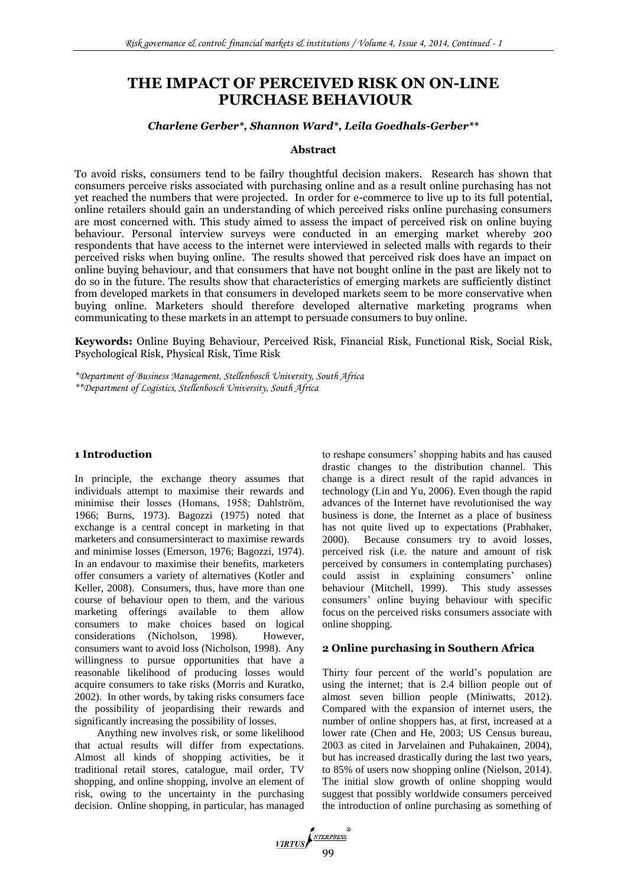# THE IMPACT OF PERCEIVED RISK ON ON-LINE PURCHASE BEHAVIOUR

***Charlene Gerber\*, Shannon Ward\*, Leila Goedhals-Gerber\*\****

## Abstract

To avoid risks, consumers tend to be fairly thoughtful decision makers. Research has shown that consumers perceive risks associated with purchasing online and as a result online purchasing has not yet reached the numbers that were projected. In order for e-commerce to live up to its full potential, online retailers should gain an understanding of which perceived risks online purchasing consumers are most concerned with. This study aimed to assess the impact of perceived risk on online buying behaviour. Personal interview surveys were conducted in an emerging market whereby 200 respondents that have access to the internet were interviewed in selected malls with regards to their perceived risks when buying online. The results showed that perceived risk does have an impact on online buying behaviour, and that consumers that have not bought online in the past are likely not to do so in the future. The results show that characteristics of emerging markets are sufficiently distinct from developed markets in that consumers in developed markets seem to be more conservative when buying online. Marketers should therefore developed alternative marketing programs when communicating to these markets in an attempt to persuade consumers to buy online.

**Keywords:** Online Buying Behaviour, Perceived Risk, Financial Risk, Functional Risk, Social Risk, Psychological Risk, Physical Risk, Time Risk

*\*Department of Business Management, Stellenbosch University, South Africa*
*\*\*Department of Logistics, Stellenbosch University, South Africa*

## 1 Introduction

In principle, the exchange theory assumes that individuals attempt to maximise their rewards and minimise their losses (Homans, 1958; Dahlström, 1966; Burns, 1973). Bagozzi (1975) noted that exchange is a central concept in marketing in that marketers and consumersinteract to maximise rewards and minimise losses (Emerson, 1976; Bagozzi, 1974). In an endavour to maximise their benefits, marketers offer consumers a variety of alternatives (Kotler and Keller, 2008). Consumers, thus, have more than one course of behaviour open to them, and the various marketing offerings available to them allow consumers to make choices based on logical considerations (Nicholson, 1998). However, consumers want to avoid loss (Nicholson, 1998). Any willingness to pursue opportunities that have a reasonable likelihood of producing losses would acquire consumers to take risks (Morris and Kuratko, 2002). In other words, by taking risks consumers face the possibility of jeopardising their rewards and significantly increasing the possibility of losses.

Anything new involves risk, or some likelihood that actual results will differ from expectations. Almost all kinds of shopping activities, be it traditional retail stores, catalogue, mail order, TV shopping, and online shopping, involve an element of risk, owing to the uncertainty in the purchasing decision. Online shopping, in particular, has managed to reshape consumers' shopping habits and has caused drastic changes to the distribution channel. This change is a direct result of the rapid advances in technology (Lin and Yu, 2006). Even though the rapid advances of the Internet have revolutionised the way business is done, the Internet as a place of business has not quite lived up to expectations (Prabhaker, 2000). Because consumers try to avoid losses, perceived risk (i.e. the nature and amount of risk perceived by consumers in contemplating purchases) could assist in explaining consumers' online behaviour (Mitchell, 1999). This study assesses consumers' online buying behaviour with specific focus on the perceived risks consumers associate with online shopping.

## 2 Online purchasing in Southern Africa

Thirty four percent of the world's population are using the internet; that is 2.4 billion people out of almost seven billion people (Miniwatts, 2012). Compared with the expansion of internet users, the number of online shoppers has, at first, increased at a lower rate (Chen and He, 2003; US Census bureau, 2003 as cited in Jarvelainen and Puhakainen, 2004), but has increased drastically during the last two years, to 85% of users now shopping online (Nielson, 2014). The initial slow growth of online shopping would suggest that possibly worldwide consumers perceived the introduction of online purchasing as something of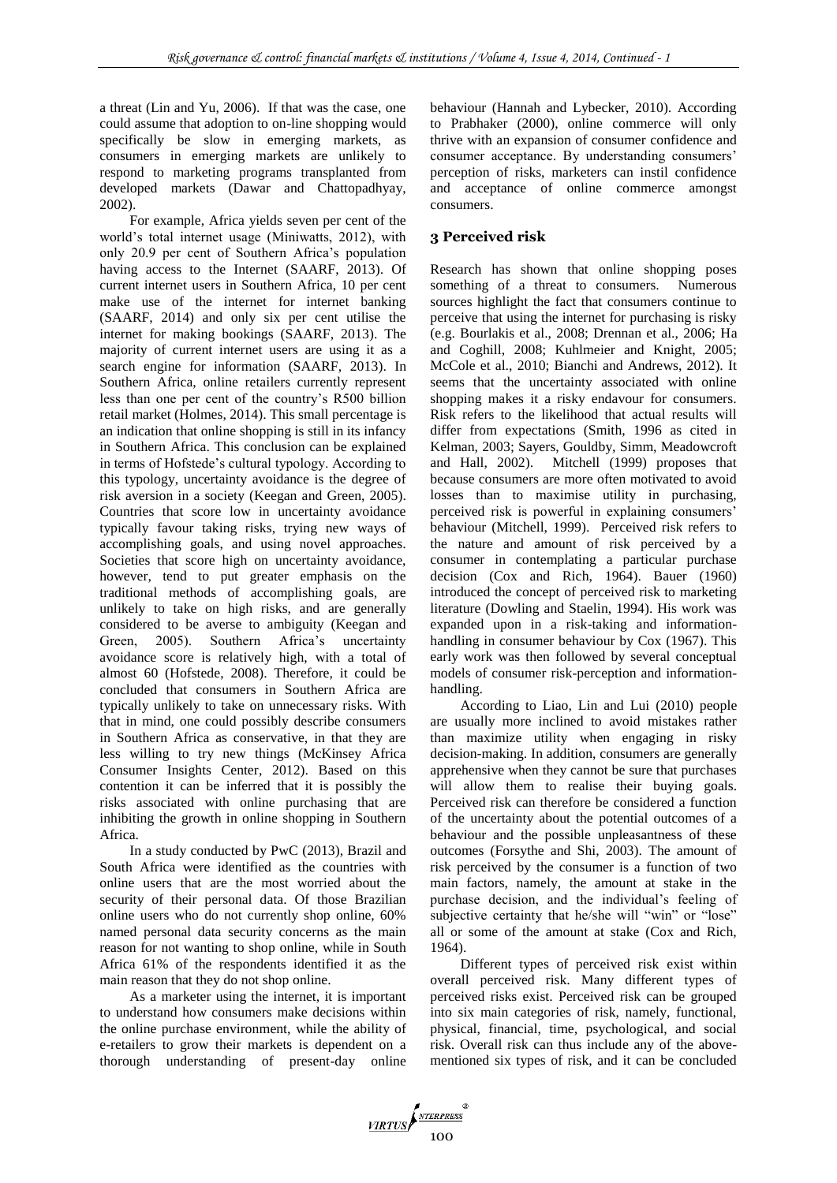a threat (Lin and Yu, 2006). If that was the case, one could assume that adoption to on-line shopping would specifically be slow in emerging markets, as consumers in emerging markets are unlikely to respond to marketing programs transplanted from developed markets (Dawar and Chattopadhyay, 2002).

For example, Africa yields seven per cent of the world's total internet usage (Miniwatts, 2012), with only 20.9 per cent of Southern Africa's population having access to the Internet (SAARF, 2013). Of current internet users in Southern Africa, 10 per cent make use of the internet for internet banking (SAARF, 2014) and only six per cent utilise the internet for making bookings (SAARF, 2013). The majority of current internet users are using it as a search engine for information (SAARF, 2013). In Southern Africa, online retailers currently represent less than one per cent of the country's R500 billion retail market (Holmes, 2014). This small percentage is an indication that online shopping is still in its infancy in Southern Africa. This conclusion can be explained in terms of Hofstede's cultural typology. According to this typology, uncertainty avoidance is the degree of risk aversion in a society (Keegan and Green, 2005). Countries that score low in uncertainty avoidance typically favour taking risks, trying new ways of accomplishing goals, and using novel approaches. Societies that score high on uncertainty avoidance, however, tend to put greater emphasis on the traditional methods of accomplishing goals, are unlikely to take on high risks, and are generally considered to be averse to ambiguity (Keegan and Green, 2005). Southern Africa's uncertainty avoidance score is relatively high, with a total of almost 60 (Hofstede, 2008). Therefore, it could be concluded that consumers in Southern Africa are typically unlikely to take on unnecessary risks. With that in mind, one could possibly describe consumers in Southern Africa as conservative, in that they are less willing to try new things (McKinsey Africa Consumer Insights Center, 2012). Based on this contention it can be inferred that it is possibly the risks associated with online purchasing that are inhibiting the growth in online shopping in Southern Africa.

In a study conducted by PwC (2013), Brazil and South Africa were identified as the countries with online users that are the most worried about the security of their personal data. Of those Brazilian online users who do not currently shop online, 60% named personal data security concerns as the main reason for not wanting to shop online, while in South Africa 61% of the respondents identified it as the main reason that they do not shop online.

As a marketer using the internet, it is important to understand how consumers make decisions within the online purchase environment, while the ability of e-retailers to grow their markets is dependent on a thorough understanding of present-day online behaviour (Hannah and Lybecker, 2010). According to Prabhaker (2000), online commerce will only thrive with an expansion of consumer confidence and consumer acceptance. By understanding consumers' perception of risks, marketers can instil confidence and acceptance of online commerce amongst consumers.

## 3 Perceived risk

Research has shown that online shopping poses something of a threat to consumers. Numerous sources highlight the fact that consumers continue to perceive that using the internet for purchasing is risky (e.g. Bourlakis et al., 2008; Drennan et al., 2006; Ha and Coghill, 2008; Kuhlmeier and Knight, 2005; McCole et al., 2010; Bianchi and Andrews, 2012). It seems that the uncertainty associated with online shopping makes it a risky endavour for consumers. Risk refers to the likelihood that actual results will differ from expectations (Smith, 1996 as cited in Kelman, 2003; Sayers, Gouldby, Simm, Meadowcroft and Hall, 2002). Mitchell (1999) proposes that because consumers are more often motivated to avoid losses than to maximise utility in purchasing, perceived risk is powerful in explaining consumers' behaviour (Mitchell, 1999). Perceived risk refers to the nature and amount of risk perceived by a consumer in contemplating a particular purchase decision (Cox and Rich, 1964). Bauer (1960) introduced the concept of perceived risk to marketing literature (Dowling and Staelin, 1994). His work was expanded upon in a risk-taking and information-handling in consumer behaviour by Cox (1967). This early work was then followed by several conceptual models of consumer risk-perception and information-handling.

According to Liao, Lin and Lui (2010) people are usually more inclined to avoid mistakes rather than maximize utility when engaging in risky decision-making. In addition, consumers are generally apprehensive when they cannot be sure that purchases will allow them to realise their buying goals. Perceived risk can therefore be considered a function of the uncertainty about the potential outcomes of a behaviour and the possible unpleasantness of these outcomes (Forsythe and Shi, 2003). The amount of risk perceived by the consumer is a function of two main factors, namely, the amount at stake in the purchase decision, and the individual's feeling of subjective certainty that he/she will "win" or "lose" all or some of the amount at stake (Cox and Rich, 1964).

Different types of perceived risk exist within overall perceived risk. Many different types of perceived risks exist. Perceived risk can be grouped into six main categories of risk, namely, functional, physical, financial, time, psychological, and social risk. Overall risk can thus include any of the above-mentioned six types of risk, and it can be concluded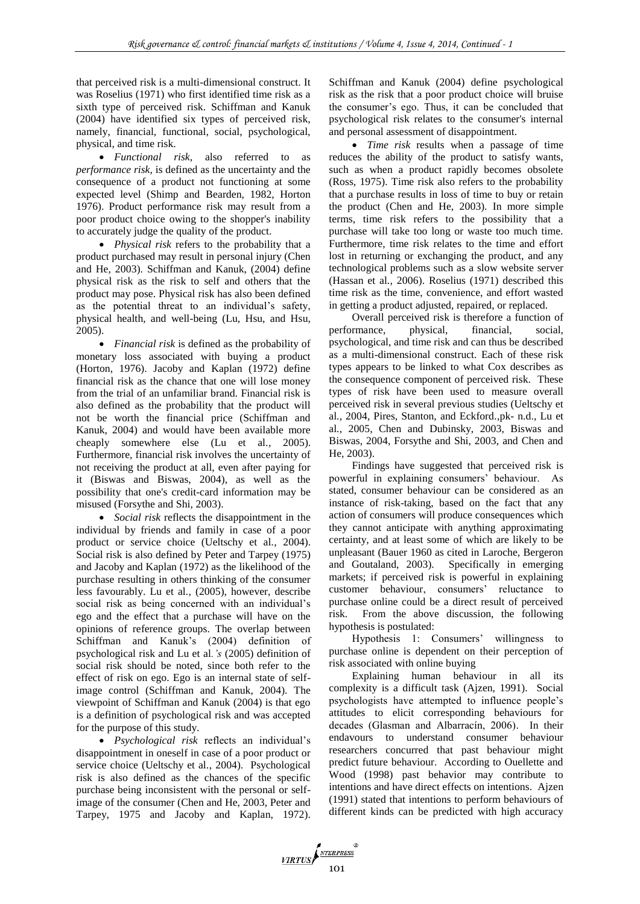that perceived risk is a multi-dimensional construct. It was Roselius (1971) who first identified time risk as a sixth type of perceived risk. Schiffman and Kanuk (2004) have identified six types of perceived risk, namely, financial, functional, social, psychological, physical, and time risk.

- *Functional risk,* also referred to as *performance risk,* is defined as the uncertainty and the consequence of a product not functioning at some expected level (Shimp and Bearden, 1982, Horton 1976). Product performance risk may result from a poor product choice owing to the shopper's inability to accurately judge the quality of the product.

- *Physical risk* refers to the probability that a product purchased may result in personal injury (Chen and He, 2003). Schiffman and Kanuk, (2004) define physical risk as the risk to self and others that the product may pose. Physical risk has also been defined as the potential threat to an individual's safety, physical health, and well-being (Lu, Hsu, and Hsu, 2005).

- *Financial risk* is defined as the probability of monetary loss associated with buying a product (Horton, 1976). Jacoby and Kaplan (1972) define financial risk as the chance that one will lose money from the trial of an unfamiliar brand. Financial risk is also defined as the probability that the product will not be worth the financial price (Schiffman and Kanuk, 2004) and would have been available more cheaply somewhere else (Lu et al., 2005). Furthermore, financial risk involves the uncertainty of not receiving the product at all, even after paying for it (Biswas and Biswas, 2004), as well as the possibility that one's credit-card information may be misused (Forsythe and Shi, 2003).

- *Social risk* reflects the disappointment in the individual by friends and family in case of a poor product or service choice (Ueltschy et al., 2004). Social risk is also defined by Peter and Tarpey (1975) and Jacoby and Kaplan (1972) as the likelihood of the purchase resulting in others thinking of the consumer less favourably. Lu et al., (2005), however, describe social risk as being concerned with an individual's ego and the effect that a purchase will have on the opinions of reference groups. The overlap between Schiffman and Kanuk's (2004) definition of psychological risk and Lu et al.*'s* (2005) definition of social risk should be noted, since both refer to the effect of risk on ego. Ego is an internal state of self-image control (Schiffman and Kanuk, 2004). The viewpoint of Schiffman and Kanuk (2004) is that ego is a definition of psychological risk and was accepted for the purpose of this study.

- *Psychological risk* reflects an individual's disappointment in oneself in case of a poor product or service choice (Ueltschy et al., 2004). Psychological risk is also defined as the chances of the specific purchase being inconsistent with the personal or self-image of the consumer (Chen and He, 2003, Peter and Tarpey, 1975 and Jacoby and Kaplan, 1972). Schiffman and Kanuk (2004) define psychological risk as the risk that a poor product choice will bruise the consumer's ego. Thus, it can be concluded that psychological risk relates to the consumer's internal and personal assessment of disappointment.

- *Time risk* results when a passage of time reduces the ability of the product to satisfy wants, such as when a product rapidly becomes obsolete (Ross, 1975). Time risk also refers to the probability that a purchase results in loss of time to buy or retain the product (Chen and He, 2003). In more simple terms, time risk refers to the possibility that a purchase will take too long or waste too much time. Furthermore, time risk relates to the time and effort lost in returning or exchanging the product, and any technological problems such as a slow website server (Hassan et al., 2006). Roselius (1971) described this time risk as the time, convenience, and effort wasted in getting a product adjusted, repaired, or replaced.

Overall perceived risk is therefore a function of performance, physical, financial, social, psychological, and time risk and can thus be described as a multi-dimensional construct. Each of these risk types appears to be linked to what Cox describes as the consequence component of perceived risk. These types of risk have been used to measure overall perceived risk in several previous studies (Ueltschy et al., 2004, Pires, Stanton, and Eckford.,pk- n.d., Lu et al., 2005, Chen and Dubinsky, 2003, Biswas and Biswas, 2004, Forsythe and Shi, 2003, and Chen and He, 2003).

Findings have suggested that perceived risk is powerful in explaining consumers' behaviour. As stated, consumer behaviour can be considered as an instance of risk-taking, based on the fact that any action of consumers will produce consequences which they cannot anticipate with anything approximating certainty, and at least some of which are likely to be unpleasant (Bauer 1960 as cited in Laroche, Bergeron and Goutaland, 2003). Specifically in emerging markets; if perceived risk is powerful in explaining customer behaviour, consumers' reluctance to purchase online could be a direct result of perceived risk. From the above discussion, the following hypothesis is postulated:

Hypothesis 1: Consumers' willingness to purchase online is dependent on their perception of risk associated with online buying

Explaining human behaviour in all its complexity is a difficult task (Ajzen, 1991). Social psychologists have attempted to influence people's attitudes to elicit corresponding behaviours for decades (Glasman and Albarracín, 2006). In their endavours to understand consumer behaviour researchers concurred that past behaviour might predict future behaviour. According to Ouellette and Wood (1998) past behavior may contribute to intentions and have direct effects on intentions. Ajzen (1991) stated that intentions to perform behaviours of different kinds can be predicted with high accuracy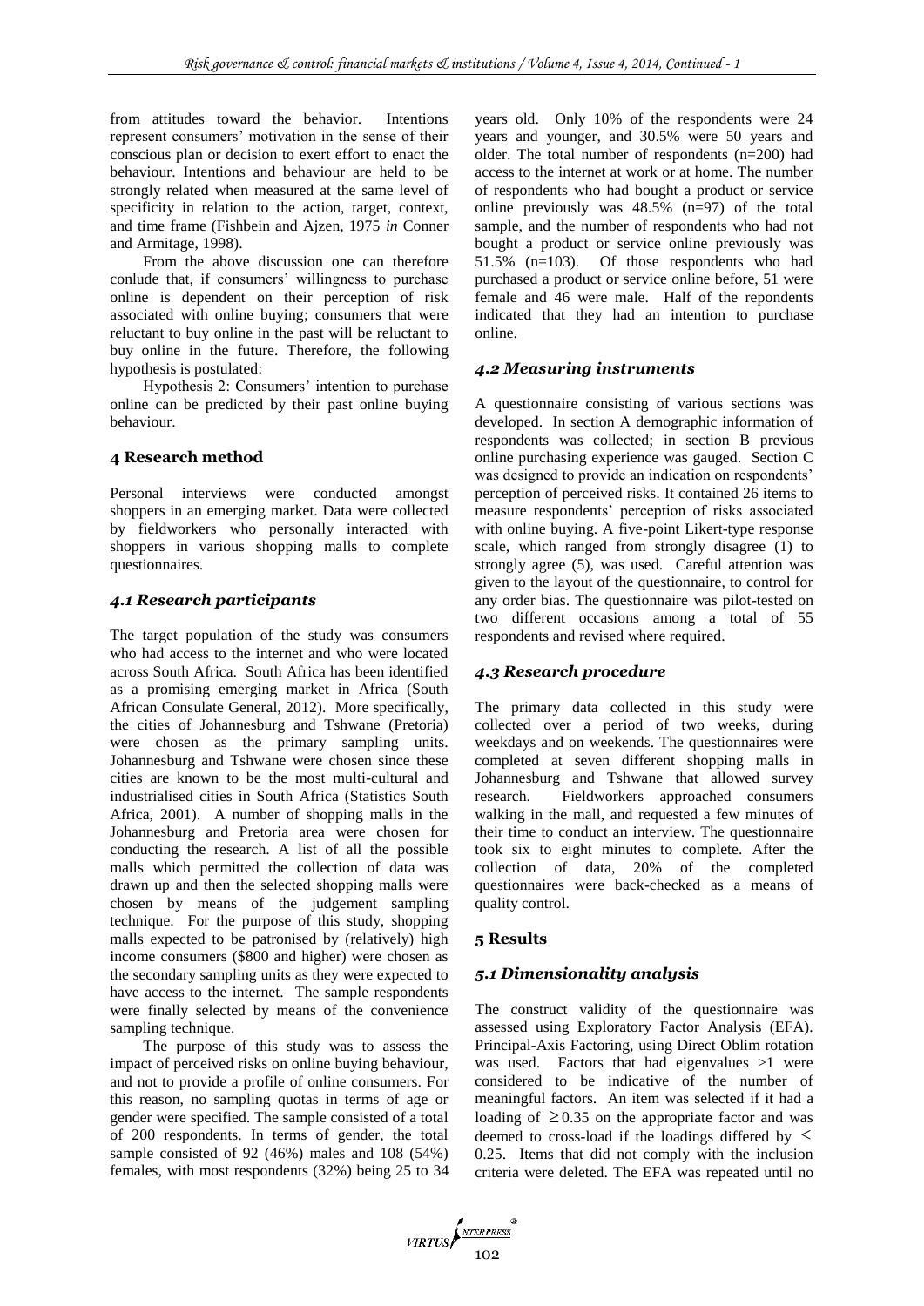from attitudes toward the behavior. Intentions represent consumers' motivation in the sense of their conscious plan or decision to exert effort to enact the behaviour. Intentions and behaviour are held to be strongly related when measured at the same level of specificity in relation to the action, target, context, and time frame (Fishbein and Ajzen, 1975 *in* Conner and Armitage, 1998).

From the above discussion one can therefore conlude that, if consumers' willingness to purchase online is dependent on their perception of risk associated with online buying; consumers that were reluctant to buy online in the past will be reluctant to buy online in the future. Therefore, the following hypothesis is postulated:

Hypothesis 2: Consumers' intention to purchase online can be predicted by their past online buying behaviour.

## 4 Research method

Personal interviews were conducted amongst shoppers in an emerging market. Data were collected by fieldworkers who personally interacted with shoppers in various shopping malls to complete questionnaires.

### *4.1 Research participants*

The target population of the study was consumers who had access to the internet and who were located across South Africa. South Africa has been identified as a promising emerging market in Africa (South African Consulate General, 2012). More specifically, the cities of Johannesburg and Tshwane (Pretoria) were chosen as the primary sampling units. Johannesburg and Tshwane were chosen since these cities are known to be the most multi-cultural and industrialised cities in South Africa (Statistics South Africa, 2001). A number of shopping malls in the Johannesburg and Pretoria area were chosen for conducting the research. A list of all the possible malls which permitted the collection of data was drawn up and then the selected shopping malls were chosen by means of the judgement sampling technique. For the purpose of this study, shopping malls expected to be patronised by (relatively) high income consumers ($800 and higher) were chosen as the secondary sampling units as they were expected to have access to the internet. The sample respondents were finally selected by means of the convenience sampling technique.

The purpose of this study was to assess the impact of perceived risks on online buying behaviour, and not to provide a profile of online consumers. For this reason, no sampling quotas in terms of age or gender were specified. The sample consisted of a total of 200 respondents. In terms of gender, the total sample consisted of 92 (46%) males and 108 (54%) females, with most respondents (32%) being 25 to 34 years old. Only 10% of the respondents were 24 years and younger, and 30.5% were 50 years and older. The total number of respondents (n=200) had access to the internet at work or at home. The number of respondents who had bought a product or service online previously was 48.5% (n=97) of the total sample, and the number of respondents who had not bought a product or service online previously was 51.5% (n=103). Of those respondents who had purchased a product or service online before, 51 were female and 46 were male. Half of the repondents indicated that they had an intention to purchase online.

### *4.2 Measuring instruments*

A questionnaire consisting of various sections was developed. In section A demographic information of respondents was collected; in section B previous online purchasing experience was gauged. Section C was designed to provide an indication on respondents' perception of perceived risks. It contained 26 items to measure respondents' perception of risks associated with online buying. A five-point Likert-type response scale, which ranged from strongly disagree (1) to strongly agree (5), was used. Careful attention was given to the layout of the questionnaire, to control for any order bias. The questionnaire was pilot-tested on two different occasions among a total of 55 respondents and revised where required.

### *4.3 Research procedure*

The primary data collected in this study were collected over a period of two weeks, during weekdays and on weekends. The questionnaires were completed at seven different shopping malls in Johannesburg and Tshwane that allowed survey research. Fieldworkers approached consumers walking in the mall, and requested a few minutes of their time to conduct an interview. The questionnaire took six to eight minutes to complete. After the collection of data, 20% of the completed questionnaires were back-checked as a means of quality control.

## 5 Results

### *5.1 Dimensionality analysis*

The construct validity of the questionnaire was assessed using Exploratory Factor Analysis (EFA). Principal-Axis Factoring, using Direct Oblim rotation was used. Factors that had eigenvalues >1 were considered to be indicative of the number of meaningful factors. An item was selected if it had a loading of $\geq 0.35$ on the appropriate factor and was deemed to cross-load if the loadings differed by $\leq$ 0.25. Items that did not comply with the inclusion criteria were deleted. The EFA was repeated until no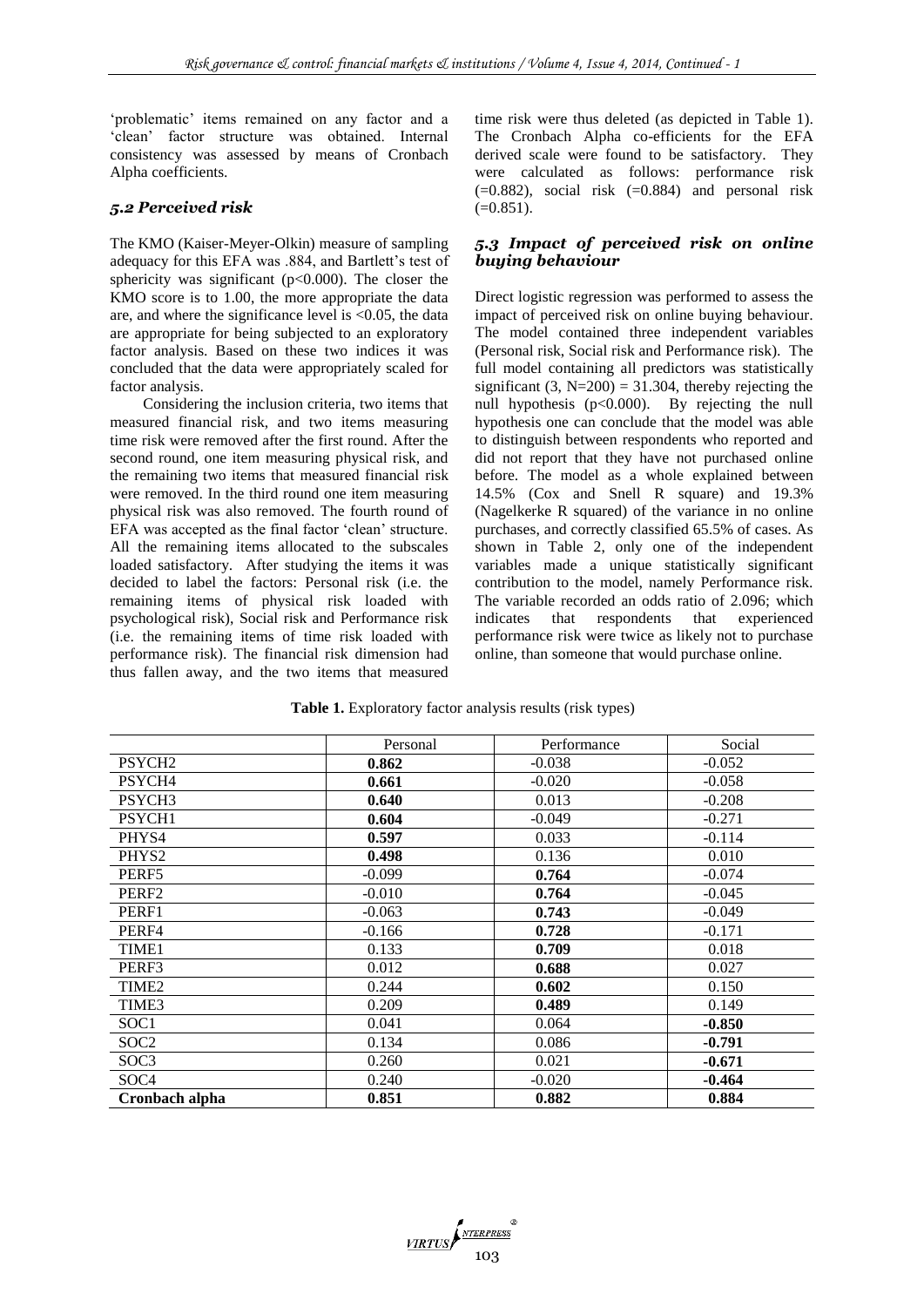'problematic' items remained on any factor and a 'clean' factor structure was obtained. Internal consistency was assessed by means of Cronbach Alpha coefficients.

### *5.2 Perceived risk*

The KMO (Kaiser-Meyer-Olkin) measure of sampling adequacy for this EFA was .884, and Bartlett's test of sphericity was significant ($p<0.000$). The closer the KMO score is to 1.00, the more appropriate the data are, and where the significance level is $<0.05$, the data are appropriate for being subjected to an exploratory factor analysis. Based on these two indices it was concluded that the data were appropriately scaled for factor analysis.

Considering the inclusion criteria, two items that measured financial risk, and two items measuring time risk were removed after the first round. After the second round, one item measuring physical risk, and the remaining two items that measured financial risk were removed. In the third round one item measuring physical risk was also removed. The fourth round of EFA was accepted as the final factor 'clean' structure. All the remaining items allocated to the subscales loaded satisfactory. After studying the items it was decided to label the factors: Personal risk (i.e. the remaining items of physical risk loaded with psychological risk), Social risk and Performance risk (i.e. the remaining items of time risk loaded with performance risk). The financial risk dimension had thus fallen away, and the two items that measured time risk were thus deleted (as depicted in Table 1). The Cronbach Alpha co-efficients for the EFA derived scale were found to be satisfactory. They were calculated as follows: performance risk (=0.882), social risk (=0.884) and personal risk (=0.851).

### *5.3 Impact of perceived risk on online buying behaviour*

Direct logistic regression was performed to assess the impact of perceived risk on online buying behaviour. The model contained three independent variables (Personal risk, Social risk and Performance risk). The full model containing all predictors was statistically significant $(3, N=200) = 31.304$, thereby rejecting the null hypothesis ($p<0.000$). By rejecting the null hypothesis one can conclude that the model was able to distinguish between respondents who reported and did not report that they have not purchased online before. The model as a whole explained between 14.5% (Cox and Snell R square) and 19.3% (Nagelkerke R squared) of the variance in no online purchases, and correctly classified 65.5% of cases. As shown in Table 2, only one of the independent variables made a unique statistically significant contribution to the model, namely Performance risk. The variable recorded an odds ratio of 2.096; which indicates that respondents that experienced performance risk were twice as likely not to purchase online, than someone that would purchase online.

**Table 1.** Exploratory factor analysis results (risk types)

| | Personal | Performance | Social |
|---|---|---|---|
| PSYCH2 | **0.862** | -0.038 | -0.052 |
| PSYCH4 | **0.661** | -0.020 | -0.058 |
| PSYCH3 | **0.640** | 0.013 | -0.208 |
| PSYCH1 | **0.604** | -0.049 | -0.271 |
| PHYS4 | **0.597** | 0.033 | -0.114 |
| PHYS2 | **0.498** | 0.136 | 0.010 |
| PERF5 | -0.099 | **0.764** | -0.074 |
| PERF2 | -0.010 | **0.764** | -0.045 |
| PERF1 | -0.063 | **0.743** | -0.049 |
| PERF4 | -0.166 | **0.728** | -0.171 |
| TIME1 | 0.133 | **0.709** | 0.018 |
| PERF3 | 0.012 | **0.688** | 0.027 |
| TIME2 | 0.244 | **0.602** | 0.150 |
| TIME3 | 0.209 | **0.489** | 0.149 |
| SOC1 | 0.041 | 0.064 | **-0.850** |
| SOC2 | 0.134 | 0.086 | **-0.791** |
| SOC3 | 0.260 | 0.021 | **-0.671** |
| SOC4 | 0.240 | -0.020 | **-0.464** |
| **Cronbach alpha** | **0.851** | **0.882** | **0.884** |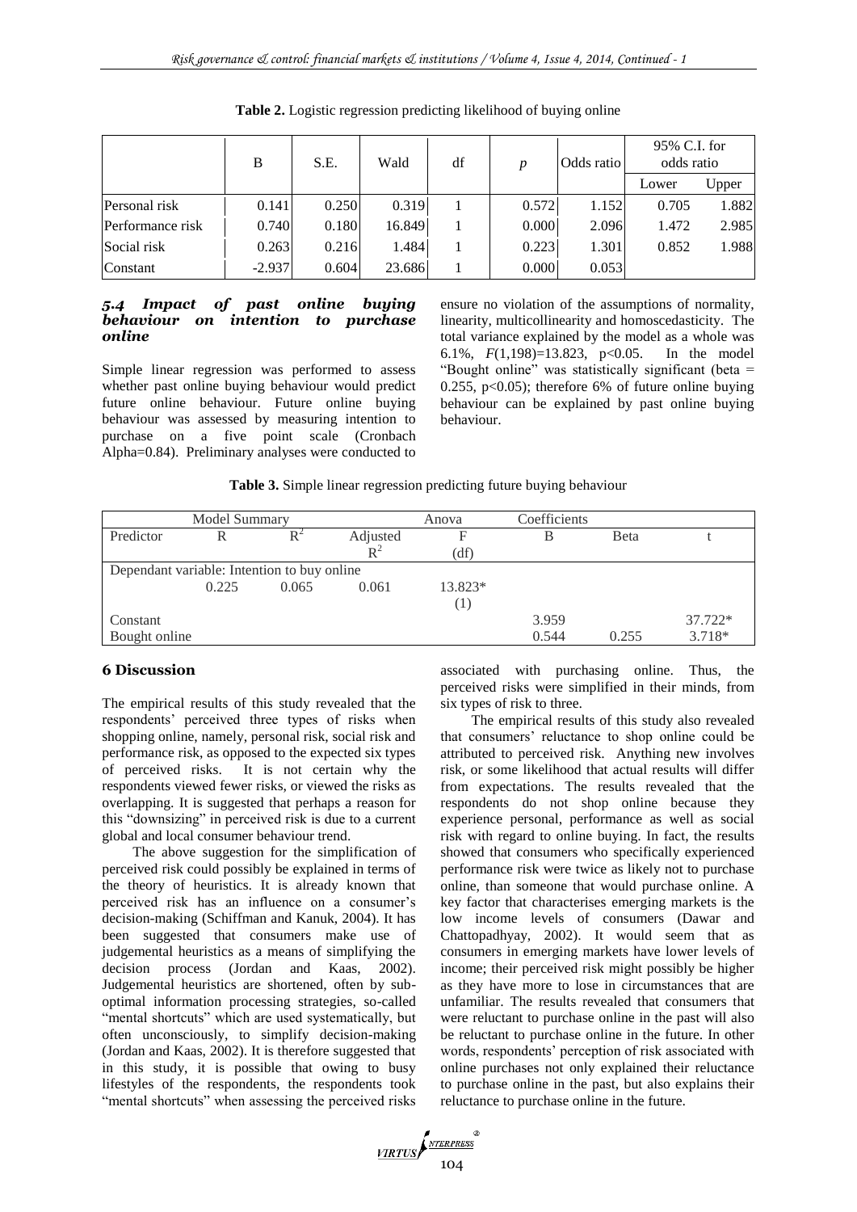**Table 2.** Logistic regression predicting likelihood of buying online

| | B | S.E. | Wald | df | *p* | Odds ratio | 95% C.I. for odds ratio | |
|---|---|---|---|---|---|---|---|---|
| | | | | | | | Lower | Upper |
| Personal risk | 0.141 | 0.250 | 0.319 | 1 | 0.572 | 1.152 | 0.705 | 1.882 |
| Performance risk | 0.740 | 0.180 | 16.849 | 1 | 0.000 | 2.096 | 1.472 | 2.985 |
| Social risk | 0.263 | 0.216 | 1.484 | 1 | 0.223 | 1.301 | 0.852 | 1.988 |
| Constant | -2.937 | 0.604 | 23.686 | 1 | 0.000 | 0.053 | | |

### *5.4 Impact of past online buying behaviour on intention to purchase online*

Simple linear regression was performed to assess whether past online buying behaviour would predict future online behaviour. Future online buying behaviour was assessed by measuring intention to purchase on a five point scale (Cronbach Alpha=0.84). Preliminary analyses were conducted to ensure no violation of the assumptions of normality, linearity, multicollinearity and homoscedasticity. The total variance explained by the model as a whole was 6.1%, $F(1,198)=13.823$, $p<0.05$. In the model "Bought online" was statistically significant (beta = 0.255, $p<0.05$); therefore 6% of future online buying behaviour can be explained by past online buying behaviour.

**Table 3.** Simple linear regression predicting future buying behaviour

| Model Summary | | | | Anova | Coefficients | | |
|---|---|---|---|---|---|---|---|
| Predictor | R | $R^2$ | Adjusted $R^2$ | F (df) | B | Beta | t |
| Dependant variable: Intention to buy online | | | | | | | |
| | 0.225 | 0.065 | 0.061 | 13.823* (1) | | | |
| Constant | | | | | 3.959 | | 37.722* |
| Bought online | | | | | 0.544 | 0.255 | 3.718* |

## 6 Discussion

The empirical results of this study revealed that the respondents' perceived three types of risks when shopping online, namely, personal risk, social risk and performance risk, as opposed to the expected six types of perceived risks. It is not certain why the respondents viewed fewer risks, or viewed the risks as overlapping. It is suggested that perhaps a reason for this "downsizing" in perceived risk is due to a current global and local consumer behaviour trend.

The above suggestion for the simplification of perceived risk could possibly be explained in terms of the theory of heuristics. It is already known that perceived risk has an influence on a consumer's decision-making (Schiffman and Kanuk, 2004). It has been suggested that consumers make use of judgemental heuristics as a means of simplifying the decision process (Jordan and Kaas, 2002). Judgemental heuristics are shortened, often by sub-optimal information processing strategies, so-called "mental shortcuts" which are used systematically, but often unconsciously, to simplify decision-making (Jordan and Kaas, 2002). It is therefore suggested that in this study, it is possible that owing to busy lifestyles of the respondents, the respondents took "mental shortcuts" when assessing the perceived risks associated with purchasing online. Thus, the perceived risks were simplified in their minds, from six types of risk to three.

The empirical results of this study also revealed that consumers' reluctance to shop online could be attributed to perceived risk. Anything new involves risk, or some likelihood that actual results will differ from expectations. The results revealed that the respondents do not shop online because they experience personal, performance as well as social risk with regard to online buying. In fact, the results showed that consumers who specifically experienced performance risk were twice as likely not to purchase online, than someone that would purchase online. A key factor that characterises emerging markets is the low income levels of consumers (Dawar and Chattopadhyay, 2002). It would seem that as consumers in emerging markets have lower levels of income; their perceived risk might possibly be higher as they have more to lose in circumstances that are unfamiliar. The results revealed that consumers that were reluctant to purchase online in the past will also be reluctant to purchase online in the future. In other words, respondents' perception of risk associated with online purchases not only explained their reluctance to purchase online in the past, but also explains their reluctance to purchase online in the future.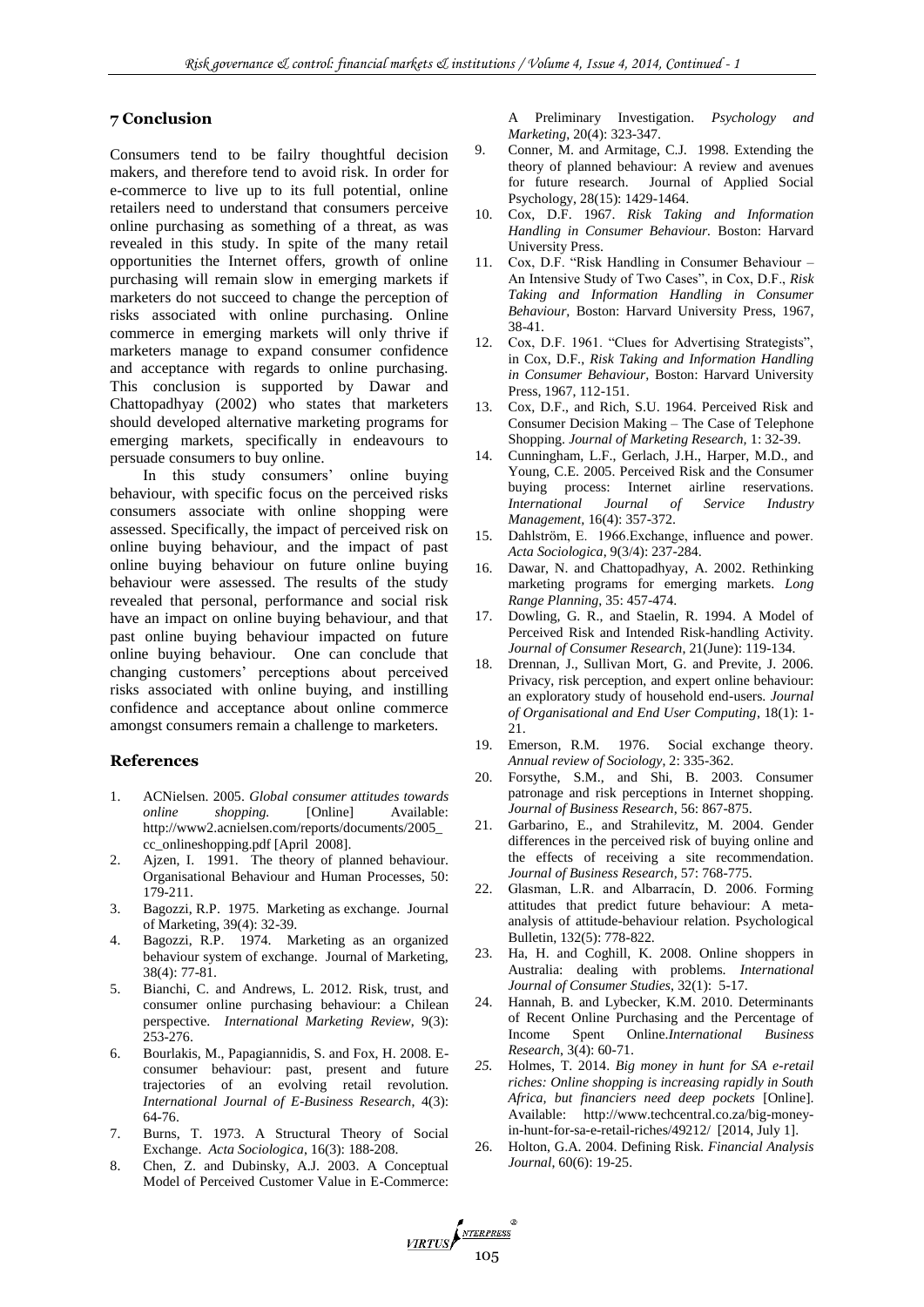## 7 Conclusion

Consumers tend to be fairly thoughtful decision makers, and therefore tend to avoid risk. In order for e-commerce to live up to its full potential, online retailers need to understand that consumers perceive online purchasing as something of a threat, as was revealed in this study. In spite of the many retail opportunities the Internet offers, growth of online purchasing will remain slow in emerging markets if marketers do not succeed to change the perception of risks associated with online purchasing. Online commerce in emerging markets will only thrive if marketers manage to expand consumer confidence and acceptance with regards to online purchasing. This conclusion is supported by Dawar and Chattopadhyay (2002) who states that marketers should developed alternative marketing programs for emerging markets, specifically in endeavours to persuade consumers to buy online.

In this study consumers' online buying behaviour, with specific focus on the perceived risks consumers associate with online shopping were assessed. Specifically, the impact of perceived risk on online buying behaviour, and the impact of past online buying behaviour on future online buying behaviour were assessed. The results of the study revealed that personal, performance and social risk have an impact on online buying behaviour, and that past online buying behaviour impacted on future online buying behaviour. One can conclude that changing customers' perceptions about perceived risks associated with online buying, and instilling confidence and acceptance about online commerce amongst consumers remain a challenge to marketers.

## References

1. ACNielsen. 2005. *Global consumer attitudes towards online shopping.* [Online] Available: http://www2.acnielsen.com/reports/documents/2005_cc_onlineshopping.pdf [April 2008].
2. Ajzen, I. 1991. The theory of planned behaviour. Organisational Behaviour and Human Processes, 50: 179-211.
3. Bagozzi, R.P. 1975. Marketing as exchange. Journal of Marketing, 39(4): 32-39.
4. Bagozzi, R.P. 1974. Marketing as an organized behaviour system of exchange. Journal of Marketing, 38(4): 77-81.
5. Bianchi, C. and Andrews, L. 2012. Risk, trust, and consumer online purchasing behaviour: a Chilean perspective. *International Marketing Review*, 9(3): 253-276.
6. Bourlakis, M., Papagiannidis, S. and Fox, H. 2008. E-consumer behaviour: past, present and future trajectories of an evolving retail revolution. *International Journal of E-Business Research*, 4(3): 64-76.
7. Burns, T. 1973. A Structural Theory of Social Exchange. *Acta Sociologica*, 16(3): 188-208.
8. Chen, Z. and Dubinsky, A.J. 2003. A Conceptual Model of Perceived Customer Value in E-Commerce: A Preliminary Investigation. *Psychology and Marketing*, 20(4): 323-347.
9. Conner, M. and Armitage, C.J. 1998. Extending the theory of planned behaviour: A review and avenues for future research. Journal of Applied Social Psychology, 28(15): 1429-1464.
10. Cox, D.F. 1967. *Risk Taking and Information Handling in Consumer Behaviour.* Boston: Harvard University Press.
11. Cox, D.F. "Risk Handling in Consumer Behaviour – An Intensive Study of Two Cases", in Cox, D.F., *Risk Taking and Information Handling in Consumer Behaviour*, Boston: Harvard University Press, 1967, 38-41.
12. Cox, D.F. 1961. "Clues for Advertising Strategists", in Cox, D.F., *Risk Taking and Information Handling in Consumer Behaviour*, Boston: Harvard University Press, 1967, 112-151.
13. Cox, D.F., and Rich, S.U. 1964. Perceived Risk and Consumer Decision Making – The Case of Telephone Shopping. *Journal of Marketing Research*, 1: 32-39.
14. Cunningham, L.F., Gerlach, J.H., Harper, M.D., and Young, C.E. 2005. Perceived Risk and the Consumer buying process: Internet airline reservations. *International Journal of Service Industry Management*, 16(4): 357-372.
15. Dahlström, E. 1966.Exchange, influence and power. *Acta Sociologica*, 9(3/4): 237-284.
16. Dawar, N. and Chattopadhyay, A. 2002. Rethinking marketing programs for emerging markets. *Long Range Planning*, 35: 457-474.
17. Dowling, G. R., and Staelin, R. 1994. A Model of Perceived Risk and Intended Risk-handling Activity. *Journal of Consumer Research*, 21(June): 119-134.
18. Drennan, J., Sullivan Mort, G. and Previte, J. 2006. Privacy, risk perception, and expert online behaviour: an exploratory study of household end-users. *Journal of Organisational and End User Computing*, 18(1): 1-21.
19. Emerson, R.M. 1976. Social exchange theory. *Annual review of Sociology*, 2: 335-362.
20. Forsythe, S.M., and Shi, B. 2003. Consumer patronage and risk perceptions in Internet shopping. *Journal of Business Research*, 56: 867-875.
21. Garbarino, E., and Strahilevitz, M. 2004. Gender differences in the perceived risk of buying online and the effects of receiving a site recommendation. *Journal of Business Research*, 57: 768-775.
22. Glasman, L.R. and Albarracín, D. 2006. Forming attitudes that predict future behaviour: A meta-analysis of attitude-behaviour relation. Psychological Bulletin, 132(5): 778-822.
23. Ha, H. and Coghill, K. 2008. Online shoppers in Australia: dealing with problems. *International Journal of Consumer Studies*, 32(1): 5-17.
24. Hannah, B. and Lybecker, K.M. 2010. Determinants of Recent Online Purchasing and the Percentage of Income Spent Online.*International Business Research*, 3(4): 60-71.
25. Holmes, T. 2014. *Big money in hunt for SA e-retail riches: Online shopping is increasing rapidly in South Africa, but financiers need deep pockets* [Online]. Available: http://www.techcentral.co.za/big-money-in-hunt-for-sa-e-retail-riches/49212/ [2014, July 1].
26. Holton, G.A. 2004. Defining Risk. *Financial Analysis Journal*, 60(6): 19-25.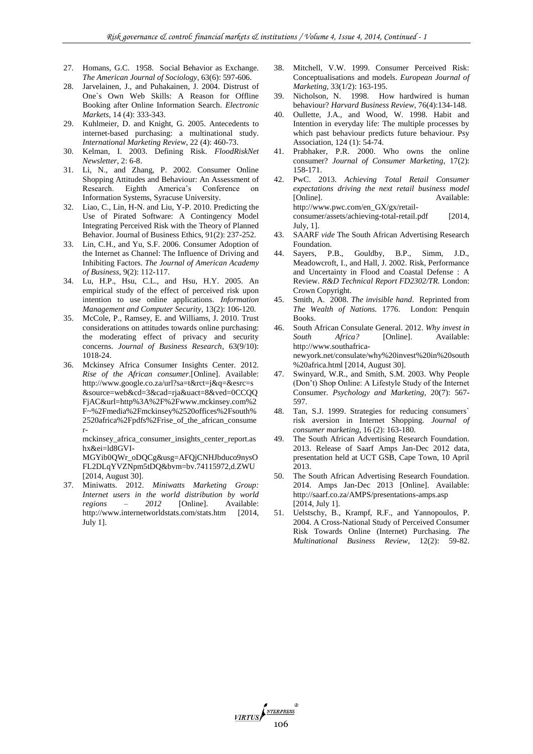27. Homans, G.C. 1958. Social Behavior as Exchange. *The American Journal of Sociology*, 63(6): 597-606.
28. Jarvelainen, J., and Puhakainen, J. 2004. Distrust of One`s Own Web Skills: A Reason for Offline Booking after Online Information Search. *Electronic Markets*, 14 (4): 333-343.
29. Kuhlmeier, D. and Knight, G. 2005. Antecedents to internet-based purchasing: a multinational study. *International Marketing Review*, 22 (4): 460-73.
30. Kelman, I. 2003. Defining Risk. *FloodRiskNet Newsletter*, 2: 6-8.
31. Li, N., and Zhang, P. 2002. Consumer Online Shopping Attitudes and Behaviour: An Assessment of Research. Eighth America's Conference on Information Systems, Syracuse University.
32. Liao, C., Lin, H-N. and Liu, Y-P. 2010. Predicting the Use of Pirated Software: A Contingency Model Integrating Perceived Risk with the Theory of Planned Behavior. Journal of Business Ethics, 91(2): 237-252.
33. Lin, C.H., and Yu, S.F. 2006. Consumer Adoption of the Internet as Channel: The Influence of Driving and Inhibiting Factors. *The Journal of American Academy of Business*, 9(2): 112-117.
34. Lu, H.P., Hsu, C.L., and Hsu, H.Y. 2005. An empirical study of the effect of perceived risk upon intention to use online applications. *Information Management and Computer Security*, 13(2): 106-120.
35. McCole, P., Ramsey, E. and Williams, J. 2010. Trust considerations on attitudes towards online purchasing: the moderating effect of privacy and security concerns. *Journal of Business Research*, 63(9/10): 1018-24.
36. Mckinsey Africa Consumer Insights Center. 2012. *Rise of the African consumer*.[Online]. Available: http://www.google.co.za/url?sa=t&rct=j&q=&esrc=s&source=web&cd=3&cad=rja&uact=8&ved=0CCQQFjAC&url=http%3A%2F%2Fwww.mckinsey.com%2F~%2Fmedia%2Fmckinsey%2520offices%2Fsouth%2520africa%2Fpdfs%2Frise_of_the_african_consumer-mckinsey_africa_consumer_insights_center_report.ashx&ei=ld8GVI-MGYib0QWr_oDQCg&usg=AFQjCNHJbduco9nysOFL2DLqYVZNpm5tDQ&bvm=bv.74115972,d.ZWU [2014, August 30].
37. Miniwatts. 2012. *Miniwatts Marketing Group: Internet users in the world distribution by world regions – 2012* [Online]. Available: http://www.internetworldstats.com/stats.htm [2014, July 1].
38. Mitchell, V.W. 1999. Consumer Perceived Risk: Conceptualisations and models. *European Journal of Marketing*, 33(1/2): 163-195.
39. Nicholson, N. 1998. How hardwired is human behaviour? *Harvard Business Review*, 76(4):134-148.
40. Oullette, J.A., and Wood, W. 1998. Habit and Intention in everyday life: The multiple processes by which past behaviour predicts future behaviour. Psy Association, 124 (1): 54-74.
41. Prabhaker, P.R. 2000. Who owns the online consumer? *Journal of Consumer Marketing*, 17(2): 158-171.
42. PwC. 2013. *Achieving Total Retail Consumer expectations driving the next retail business model* [Online]. Available: http://www.pwc.com/en_GX/gx/retail-consumer/assets/achieving-total-retail.pdf [2014, July, 1].
43. SAARF *vide* The South African Advertising Research Foundation.
44. Sayers, P.B., Gouldby, B.P., Simm, J.D., Meadowcroft, I., and Hall, J. 2002. Risk, Performance and Uncertainty in Flood and Coastal Defense : A Review. *R&D Technical Report FD2302/TR.* London: Crown Copyright.
45. Smith, A. 2008. *The invisible hand*. Reprinted from *The Wealth of Nations.* 1776. London: Penquin Books.
46. South African Consulate General. 2012. *Why invest in South Africa?* [Online]. Available: http://www.southafrica-newyork.net/consulate/why%20invest%20in%20south%20africa.html [2014, August 30].
47. Swinyard, W.R., and Smith, S.M. 2003. Why People (Don't) Shop Online: A Lifestyle Study of the Internet Consumer. *Psychology and Marketing*, 20(7): 567-597.
48. Tan, S.J. 1999. Strategies for reducing consumers` risk aversion in Internet Shopping. *Journal of consumer marketing*, 16 (2): 163-180.
49. The South African Advertising Research Foundation. 2013. Release of Saarf Amps Jan-Dec 2012 data, presentation held at UCT GSB, Cape Town, 10 April 2013.
50. The South African Advertising Research Foundation. 2014. Amps Jan-Dec 2013 [Online]. Available: http://saarf.co.za/AMPS/presentations-amps.asp [2014, July 1].
51. Uelstschy, B., Krampf, R.F., and Yannopoulos, P. 2004. A Cross-National Study of Perceived Consumer Risk Towards Online (Internet) Purchasing. *The Multinational Business Review*, 12(2): 59-82.